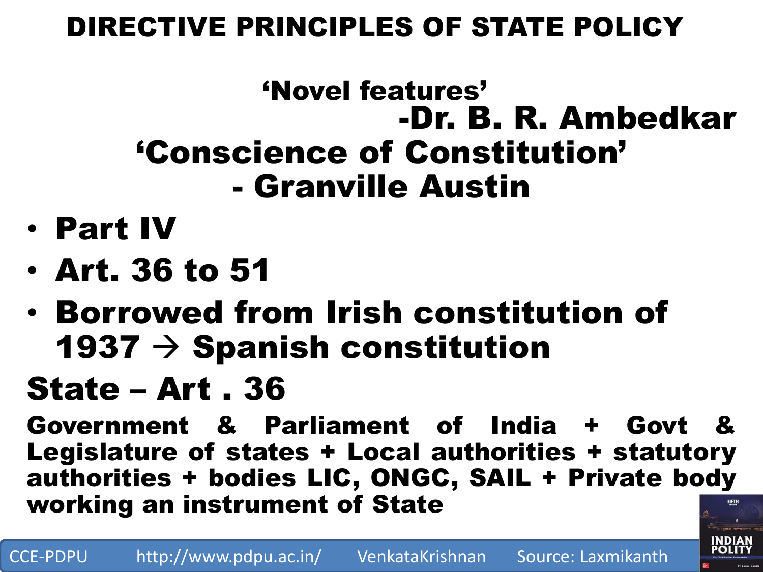# DIRECTIVE PRINCIPLES OF STATE POLICY

**'Novel features'**
**-Dr. B. R. Ambedkar**

**'Conscience of Constitution'**
**- Granville Austin**

- **Part IV**
- **Art. 36 to 51**
- **Borrowed from Irish constitution of 1937 → Spanish constitution**

## State – Art . 36

**Government & Parliament of India + Govt & Legislature of states + Local authorities + statutory authorities + bodies LIC, ONGC, SAIL + Private body working an instrument of State**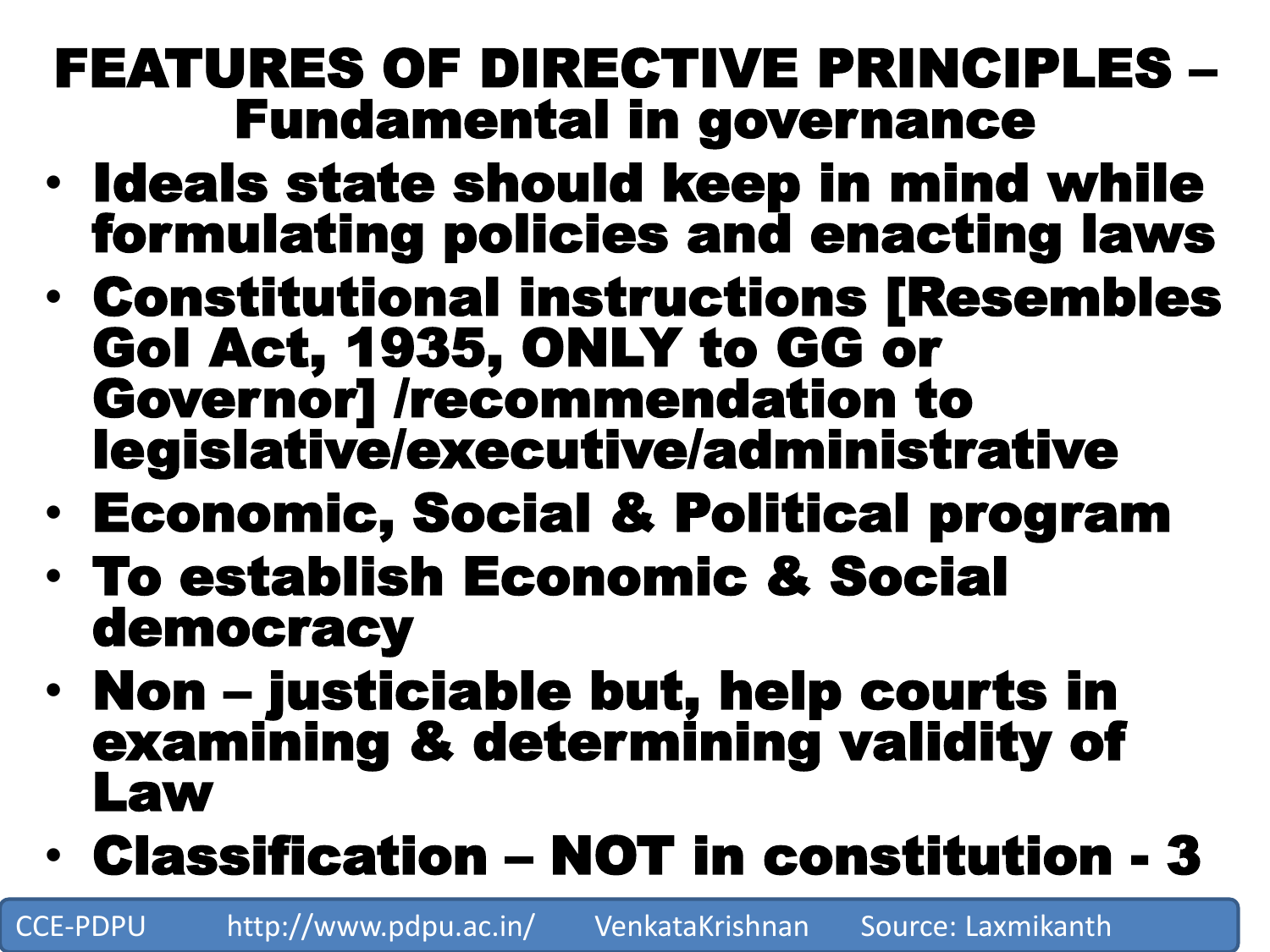# FEATURES OF DIRECTIVE PRINCIPLES – Fundamental in governance

- **Ideals state should keep in mind while formulating policies and enacting laws**
- **Constitutional instructions [Resembles GoI Act, 1935, ONLY to GG or Governor] /recommendation to legislative/executive/administrative**
- **Economic, Social & Political program**
- **To establish Economic & Social democracy**
- **Non – justiciable but, help courts in examining & determining validity of Law**
- **Classification – NOT in constitution - 3**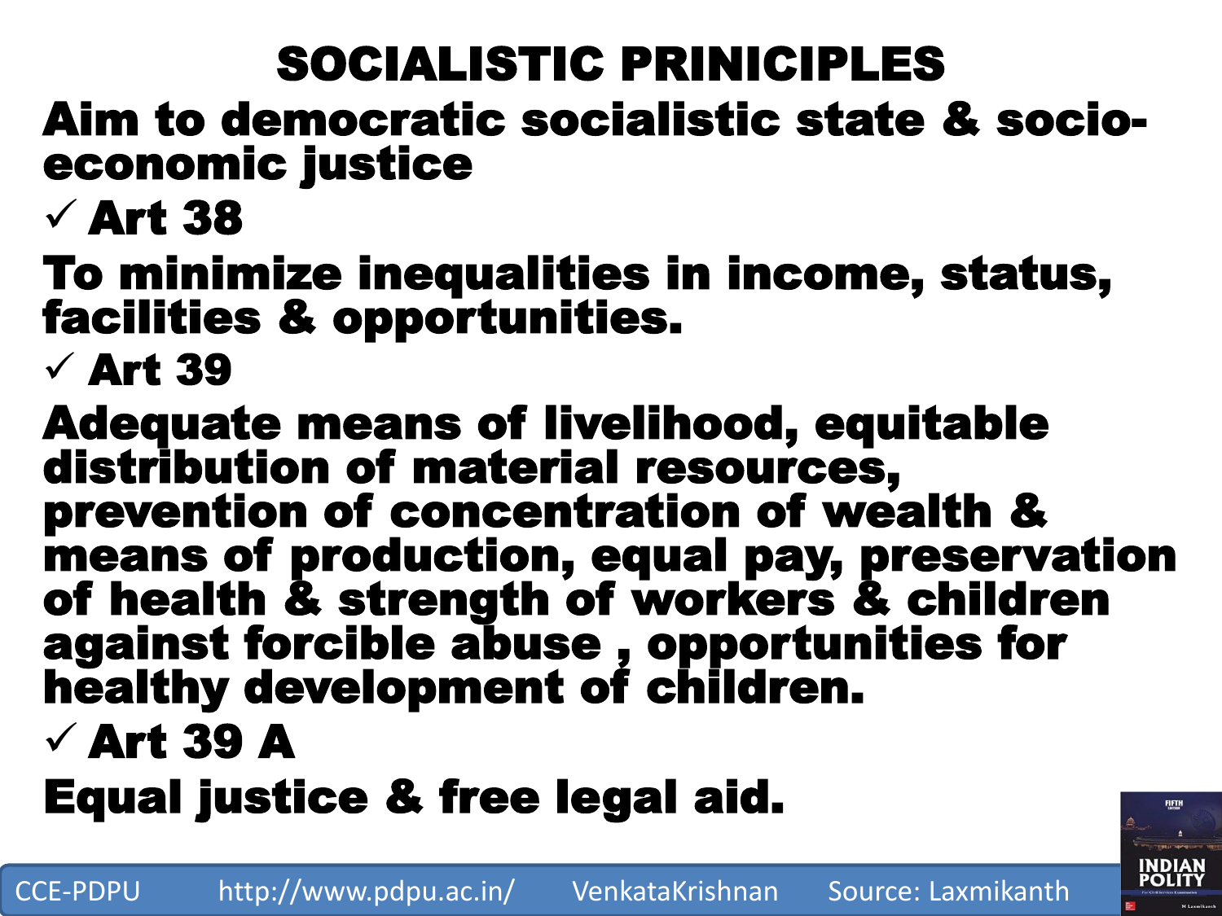# SOCIALISTIC PRINICIPLES

**Aim to democratic socialistic state & socio-economic justice**

- ✓ **Art 38**

**To minimize inequalities in income, status, facilities & opportunities.**

- ✓ **Art 39**

**Adequate means of livelihood, equitable distribution of material resources, prevention of concentration of wealth & means of production, equal pay, preservation of health & strength of workers & children against forcible abuse , opportunities for healthy development of children.**

- ✓ **Art 39 A**

**Equal justice & free legal aid.**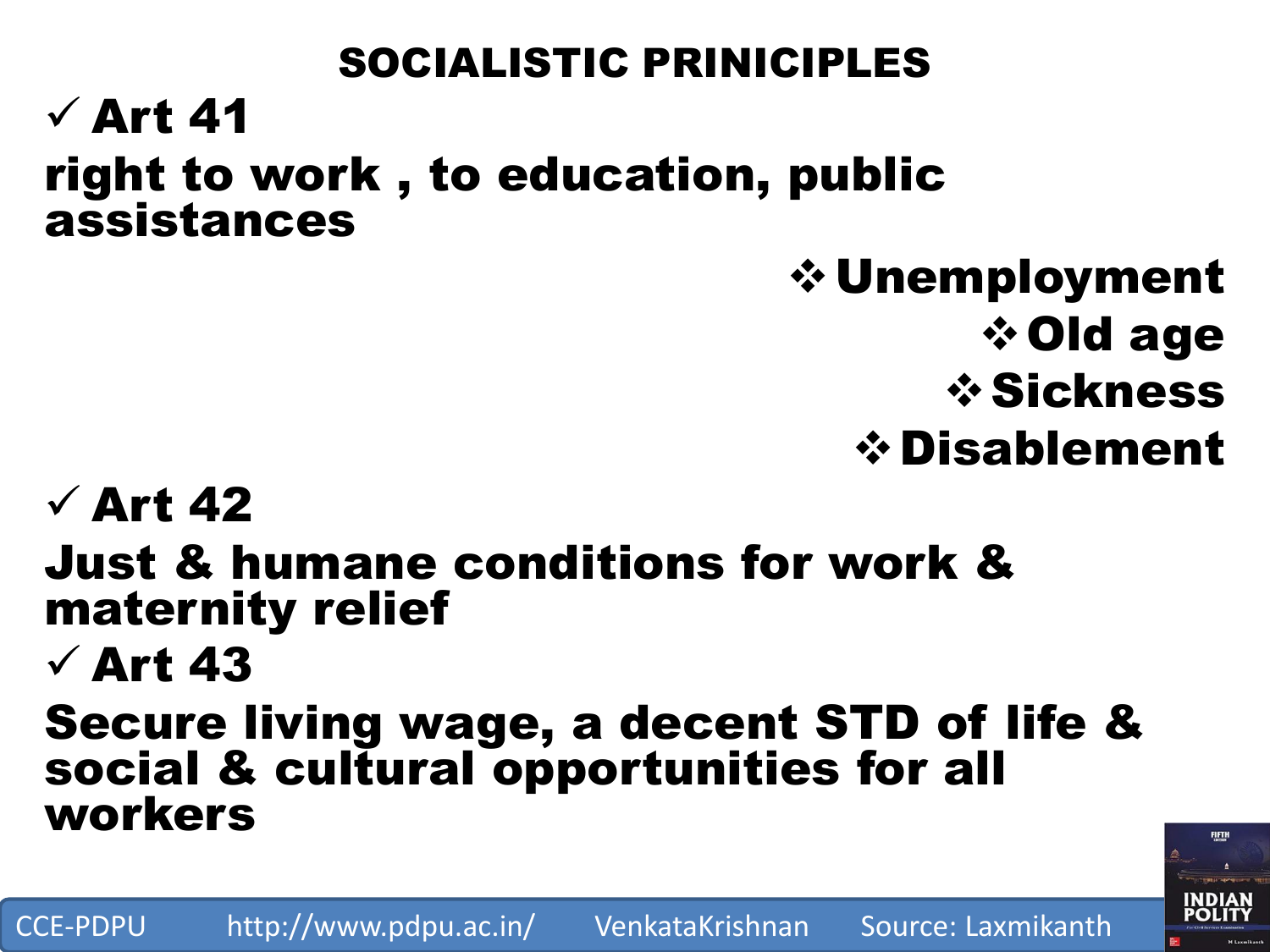# SOCIALISTIC PRINICIPLES

- ✓ **Art 41**

**right to work , to education, public assistances**

- ❖ **Unemployment**
- ❖ **Old age**
- ❖ **Sickness**
- ❖ **Disablement**

- ✓ **Art 42**

**Just & humane conditions for work & maternity relief**

- ✓ **Art 43**

**Secure living wage, a decent STD of life & social & cultural opportunities for all workers**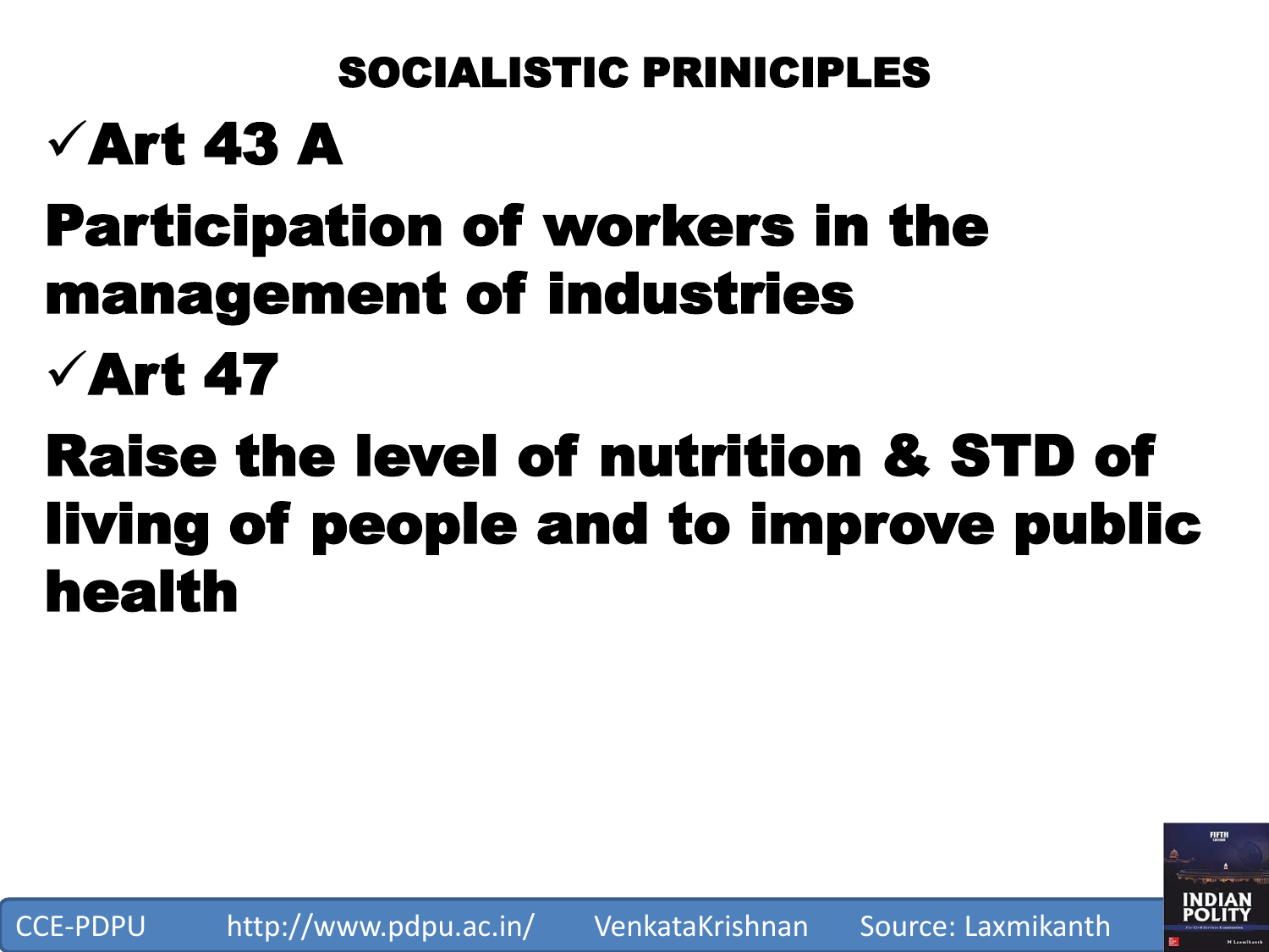# SOCIALISTIC PRINICIPLES

✓**Art 43 A**

**Participation of workers in the management of industries**

✓**Art 47**

**Raise the level of nutrition & STD of living of people and to improve public health**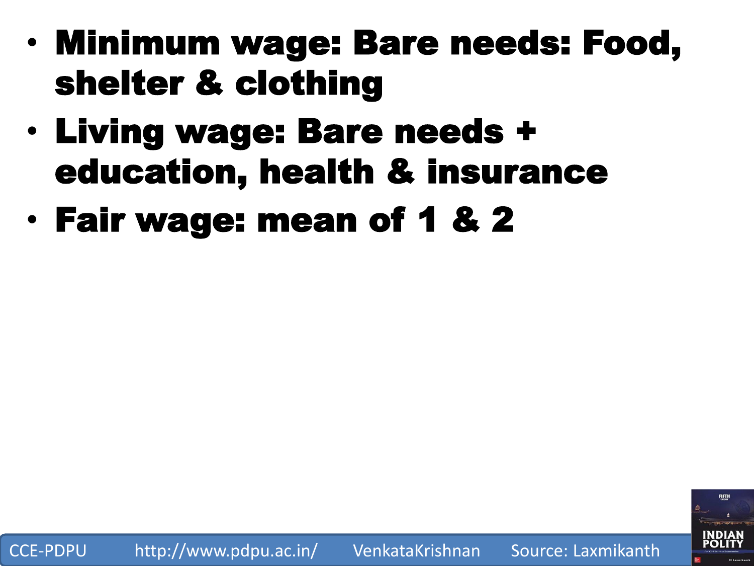- **Minimum wage: Bare needs: Food, shelter & clothing**
- **Living wage: Bare needs + education, health & insurance**
- **Fair wage: mean of 1 & 2**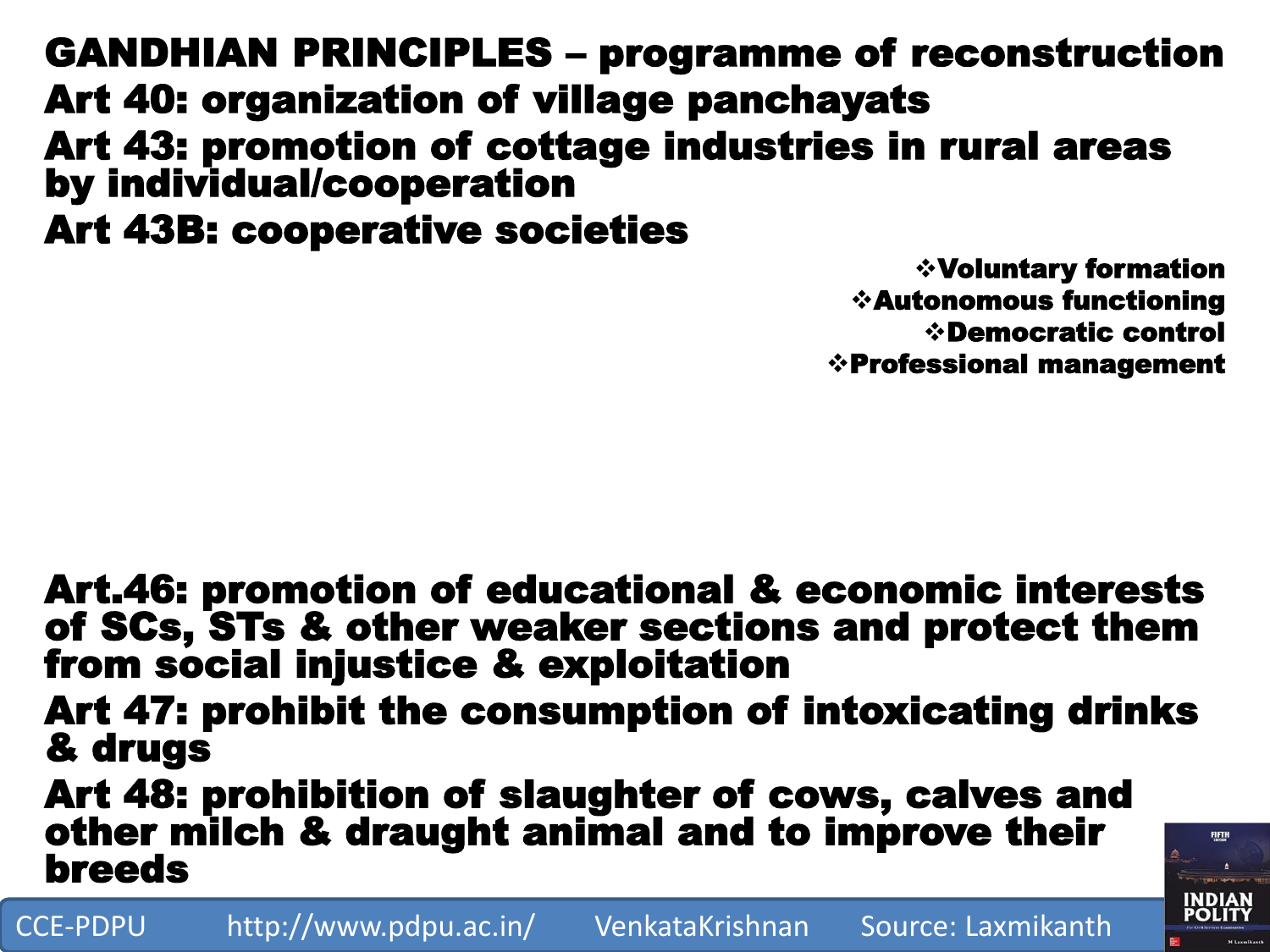# GANDHIAN PRINCIPLES – programme of reconstruction

**Art 40: organization of village panchayats**

**Art 43: promotion of cottage industries in rural areas by individual/cooperation**

**Art 43B: cooperative societies**

- Voluntary formation
- Autonomous functioning
- Democratic control
- Professional management

**Art.46: promotion of educational & economic interests of SCs, STs & other weaker sections and protect them from social injustice & exploitation**

**Art 47: prohibit the consumption of intoxicating drinks & drugs**

**Art 48: prohibition of slaughter of cows, calves and other milch & draught animal and to improve their breeds**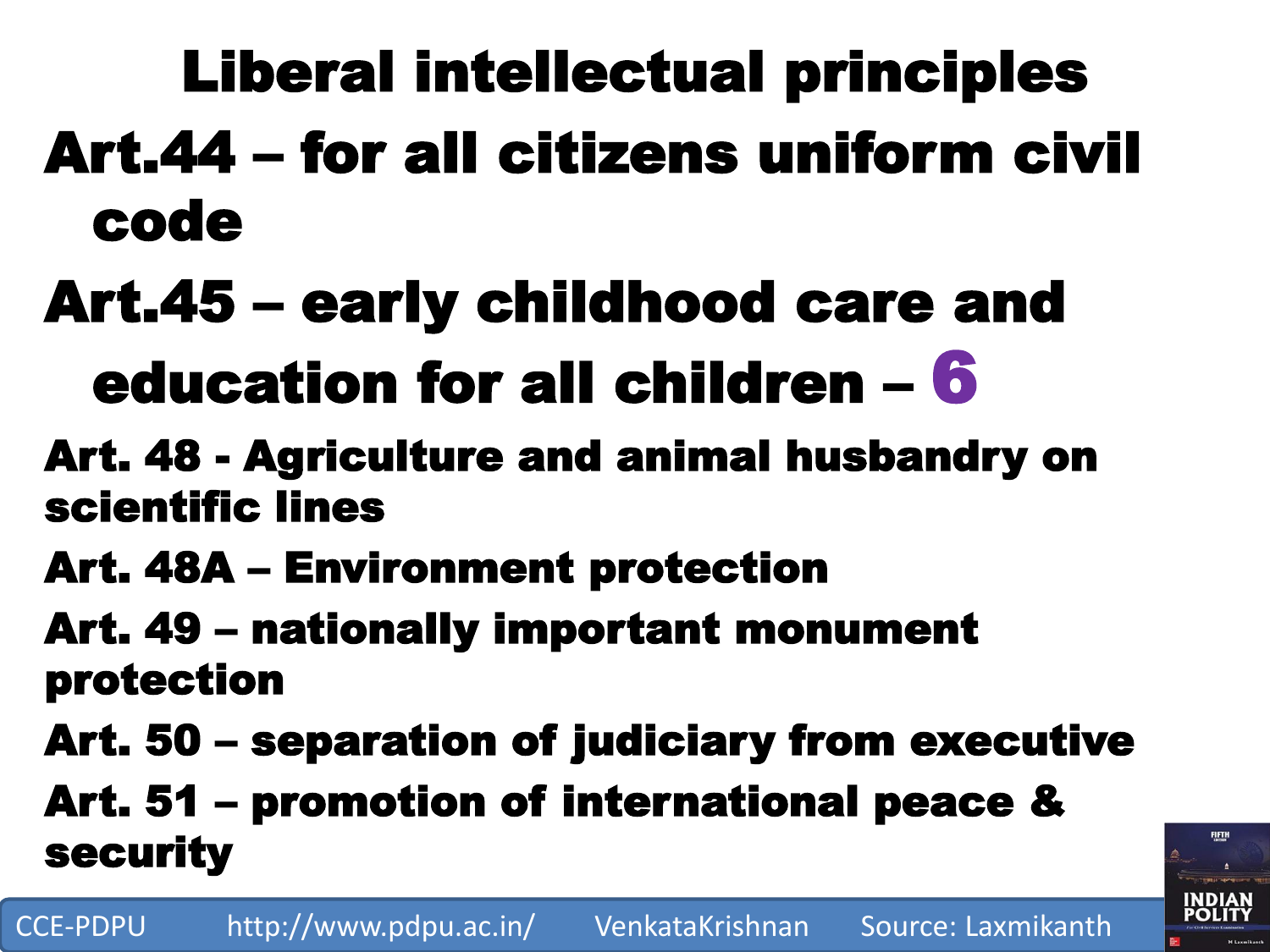# Liberal intellectual principles

**Art.44 – for all citizens uniform civil code**

**Art.45 – early childhood care and education for all children – 6**

**Art. 48 - Agriculture and animal husbandry on scientific lines**

**Art. 48A – Environment protection**

**Art. 49 – nationally important monument protection**

**Art. 50 – separation of judiciary from executive**

**Art. 51 – promotion of international peace & security**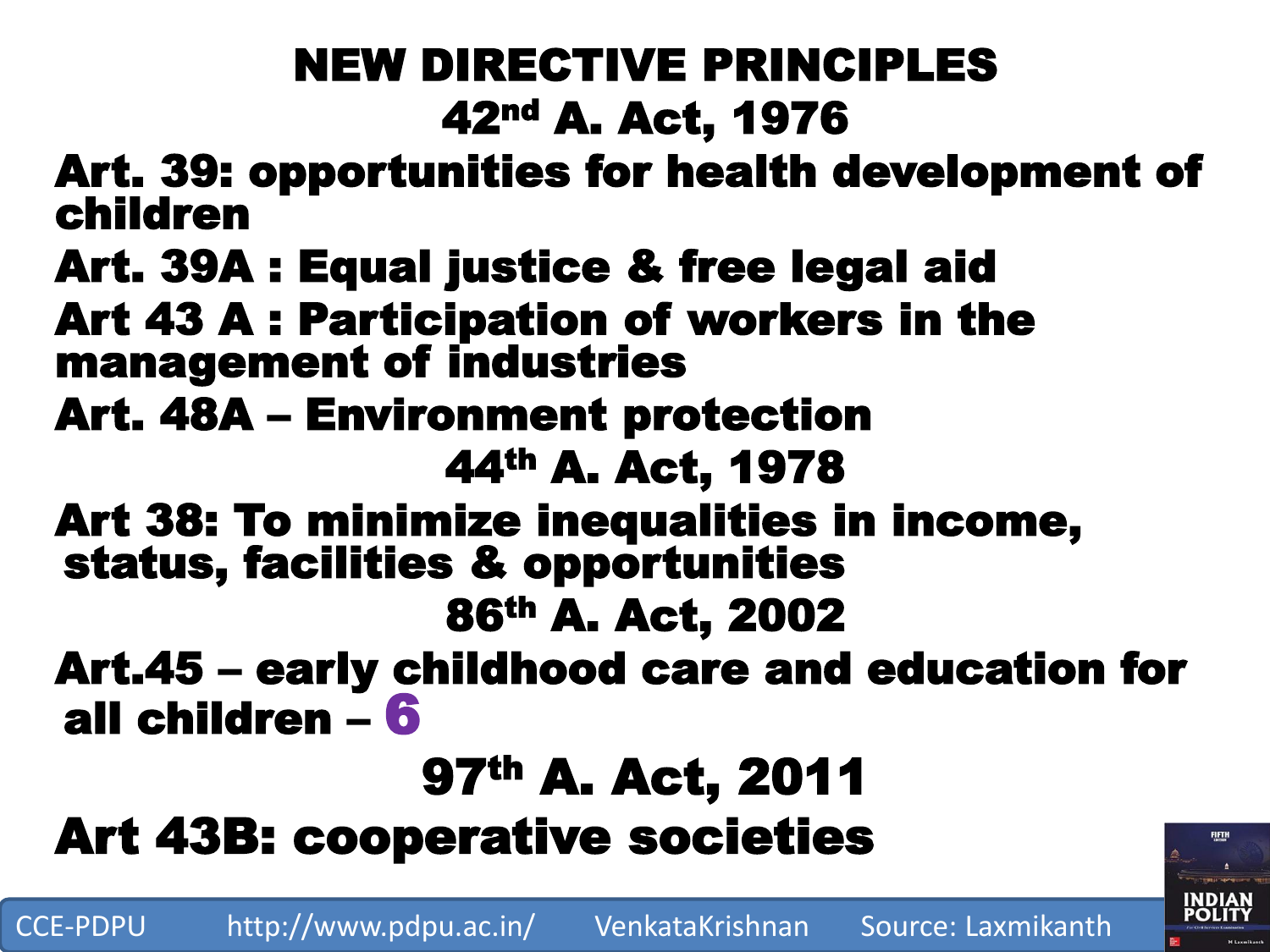# NEW DIRECTIVE PRINCIPLES

## 42nd A. Act, 1976

**Art. 39: opportunities for health development of children**

**Art. 39A : Equal justice & free legal aid**

**Art 43 A : Participation of workers in the management of industries**

**Art. 48A – Environment protection**

## 44th A. Act, 1978

**Art 38: To minimize inequalities in income, status, facilities & opportunities**

## 86th A. Act, 2002

**Art.45 – early childhood care and education for all children – 6**

## 97th A. Act, 2011

**Art 43B: cooperative societies**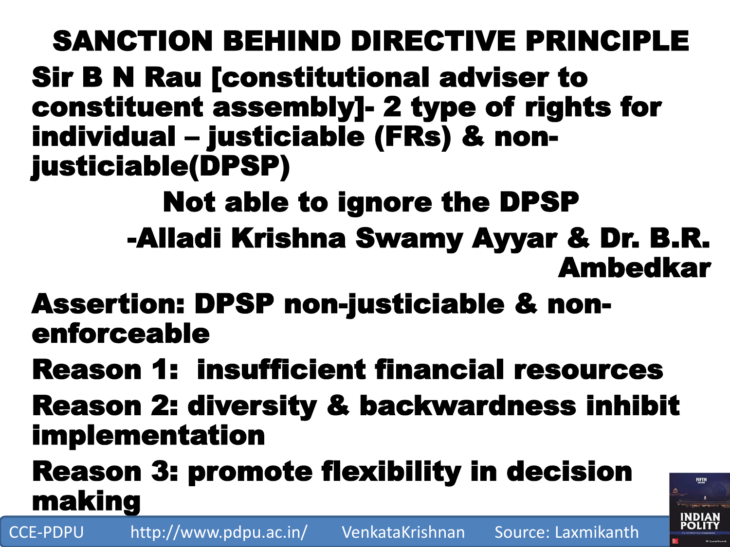# SANCTION BEHIND DIRECTIVE PRINCIPLE

**Sir B N Rau [constitutional adviser to constituent assembly]- 2 type of rights for individual – justiciable (FRs) & non-justiciable(DPSP)**

**Not able to ignore the DPSP**

**-Alladi Krishna Swamy Ayyar & Dr. B.R. Ambedkar**

**Assertion: DPSP non-justiciable & non-enforceable**

**Reason 1: insufficient financial resources**

**Reason 2: diversity & backwardness inhibit implementation**

**Reason 3: promote flexibility in decision making**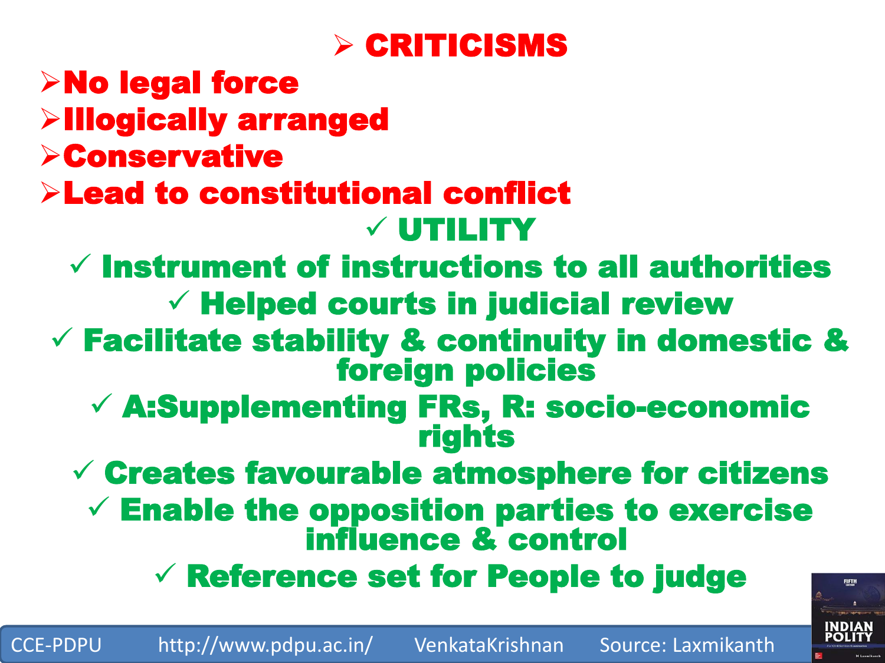## CRITICISMS

- No legal force
- Illogically arranged
- Conservative
- Lead to constitutional conflict

## ✓ UTILITY

- ✓ Instrument of instructions to all authorities
- ✓ Helped courts in judicial review
- ✓ Facilitate stability & continuity in domestic & foreign policies
- ✓ A:Supplementing FRs, R: socio-economic rights
- ✓ Creates favourable atmosphere for citizens
- ✓ Enable the opposition parties to exercise influence & control
- ✓ Reference set for People to judge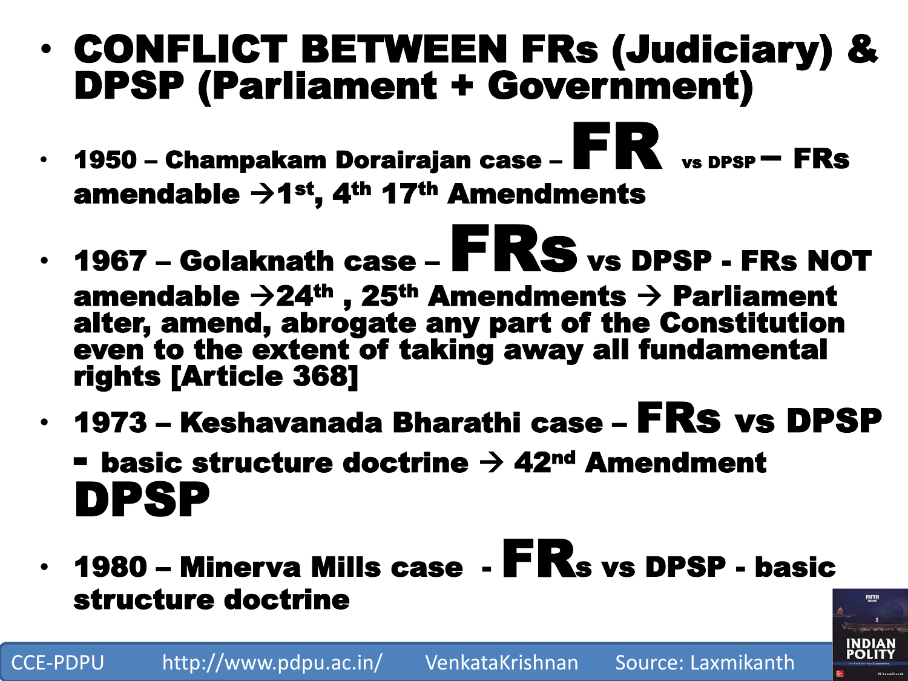- **CONFLICT BETWEEN FRs (Judiciary) & DPSP (Parliament + Government)**

- **1950 – Champakam Dorairajan case – FR vs DPSP – FRs amendable →1st, 4th 17th Amendments**

- **1967 – Golaknath case – FRs vs DPSP - FRs NOT amendable →24th , 25th Amendments → Parliament alter, amend, abrogate any part of the Constitution even to the extent of taking away all fundamental rights [Article 368]**

- **1973 – Keshavanada Bharathi case – FRs vs DPSP - basic structure doctrine → 42nd Amendment DPSP**

- **1980 – Minerva Mills case - FRs vs DPSP - basic structure doctrine**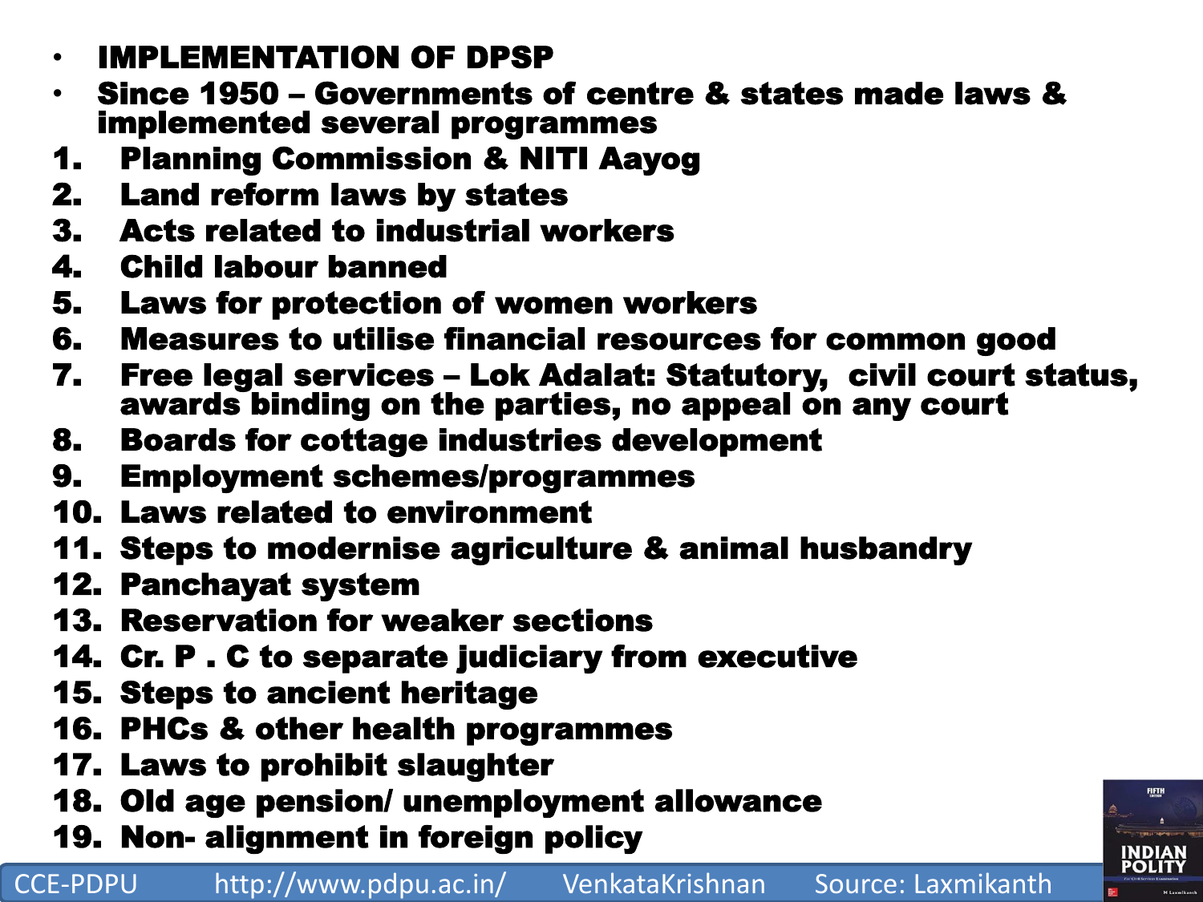- **IMPLEMENTATION OF DPSP**
- **Since 1950 – Governments of centre & states made laws & implemented several programmes**

1. **Planning Commission & NITI Aayog**
2. **Land reform laws by states**
3. **Acts related to industrial workers**
4. **Child labour banned**
5. **Laws for protection of women workers**
6. **Measures to utilise financial resources for common good**
7. **Free legal services – Lok Adalat: Statutory, civil court status, awards binding on the parties, no appeal on any court**
8. **Boards for cottage industries development**
9. **Employment schemes/programmes**
10. **Laws related to environment**
11. **Steps to modernise agriculture & animal husbandry**
12. **Panchayat system**
13. **Reservation for weaker sections**
14. **Cr. P . C to separate judiciary from executive**
15. **Steps to ancient heritage**
16. **PHCs & other health programmes**
17. **Laws to prohibit slaughter**
18. **Old age pension/ unemployment allowance**
19. **Non- alignment in foreign policy**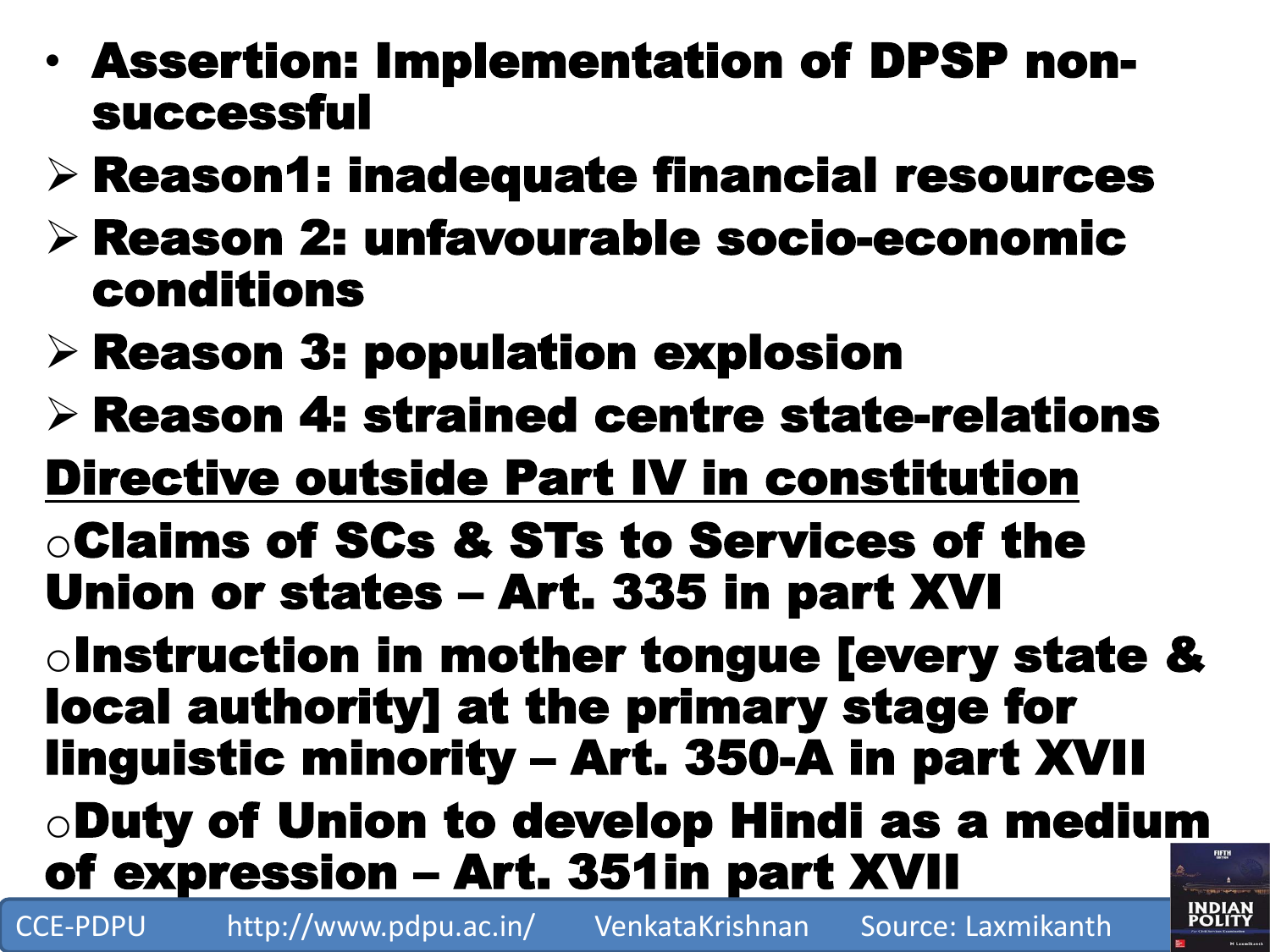- **Assertion: Implementation of DPSP non-successful**
  - **Reason1: inadequate financial resources**
  - **Reason 2: unfavourable socio-economic conditions**
  - **Reason 3: population explosion**
  - **Reason 4: strained centre state-relations**

**<u>Directive outside Part IV in constitution</u>**

- **Claims of SCs & STs to Services of the Union or states – Art. 335 in part XVI**
- **Instruction in mother tongue [every state & local authority] at the primary stage for linguistic minority – Art. 350-A in part XVII**
- **Duty of Union to develop Hindi as a medium of expression – Art. 351in part XVII**